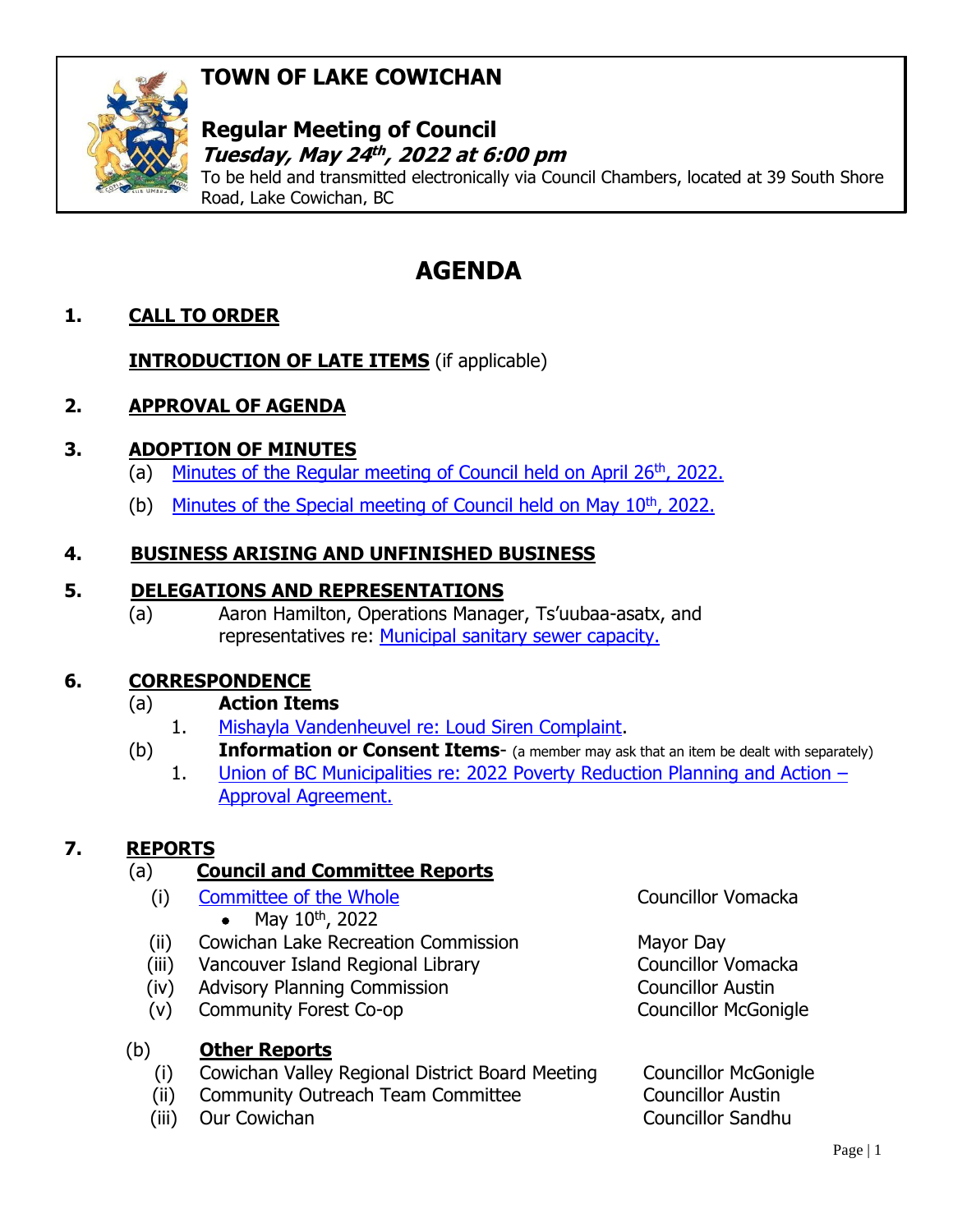# TOWN OF LAKE COWICHAN

## Regular Meeting of Council

***Tuesday, May 24th, 2022 at 6:00 pm***

To be held and transmitted electronically via Council Chambers, located at 39 South Shore Road, Lake Cowichan, BC

# AGENDA

**1. CALL TO ORDER**

**INTRODUCTION OF LATE ITEMS** (if applicable)

**2. APPROVAL OF AGENDA**

**3. ADOPTION OF MINUTES**

(a) Minutes of the Regular meeting of Council held on April 26th, 2022.

(b) Minutes of the Special meeting of Council held on May 10th, 2022.

**4. BUSINESS ARISING AND UNFINISHED BUSINESS**

**5. DELEGATIONS AND REPRESENTATIONS**

(a) Aaron Hamilton, Operations Manager, Ts'uubaa-asatx, and representatives re: Municipal sanitary sewer capacity.

**6. CORRESPONDENCE**

(a) **Action Items**

1. Mishayla Vandenheuvel re: Loud Siren Complaint.

(b) **Information or Consent Items**- (a member may ask that an item be dealt with separately)

1. Union of BC Municipalities re: 2022 Poverty Reduction Planning and Action – Approval Agreement.

**7. REPORTS**

(a) **Council and Committee Reports**

| | | |
|---|---|---|
| (i) | Committee of the Whole<br>• May 10th, 2022 | Councillor Vomacka |
| (ii) | Cowichan Lake Recreation Commission | Mayor Day |
| (iii) | Vancouver Island Regional Library | Councillor Vomacka |
| (iv) | Advisory Planning Commission | Councillor Austin |
| (v) | Community Forest Co-op | Councillor McGonigle |

(b) **Other Reports**

| | | |
|---|---|---|
| (i) | Cowichan Valley Regional District Board Meeting | Councillor McGonigle |
| (ii) | Community Outreach Team Committee | Councillor Austin |
| (iii) | Our Cowichan | Councillor Sandhu |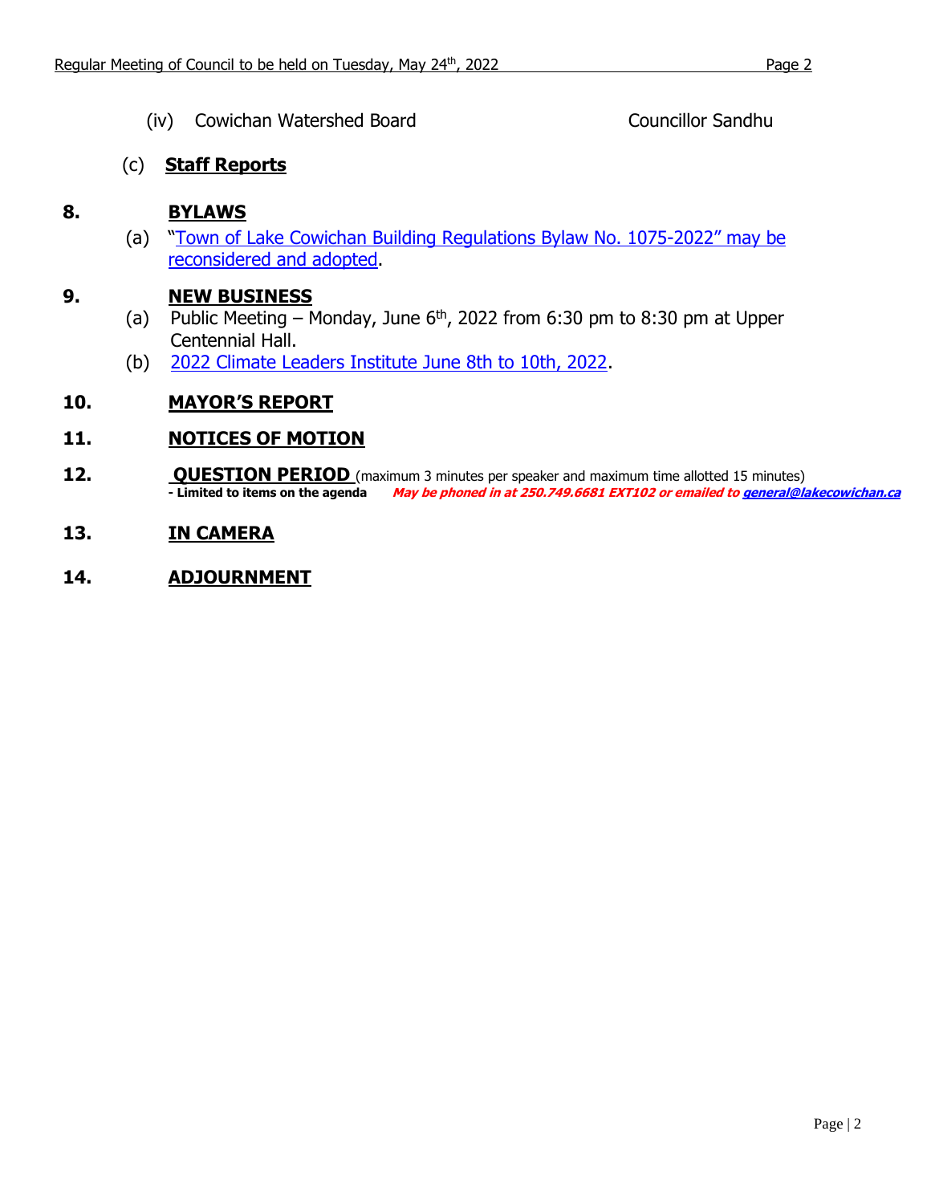(iv) Cowichan Watershed Board — Councillor Sandhu

(c) **Staff Reports**

**8. BYLAWS**

(a) "Town of Lake Cowichan Building Regulations Bylaw No. 1075-2022" may be reconsidered and adopted.

**9. NEW BUSINESS**

(a) Public Meeting – Monday, June 6th, 2022 from 6:30 pm to 8:30 pm at Upper Centennial Hall.

(b) 2022 Climate Leaders Institute June 8th to 10th, 2022.

**10. MAYOR'S REPORT**

**11. NOTICES OF MOTION**

**12. QUESTION PERIOD** (maximum 3 minutes per speaker and maximum time allotted 15 minutes)
**- Limited to items on the agenda** ***May be phoned in at 250.749.6681 EXT102 or emailed to general@lakecowichan.ca***

**13. IN CAMERA**

**14. ADJOURNMENT**